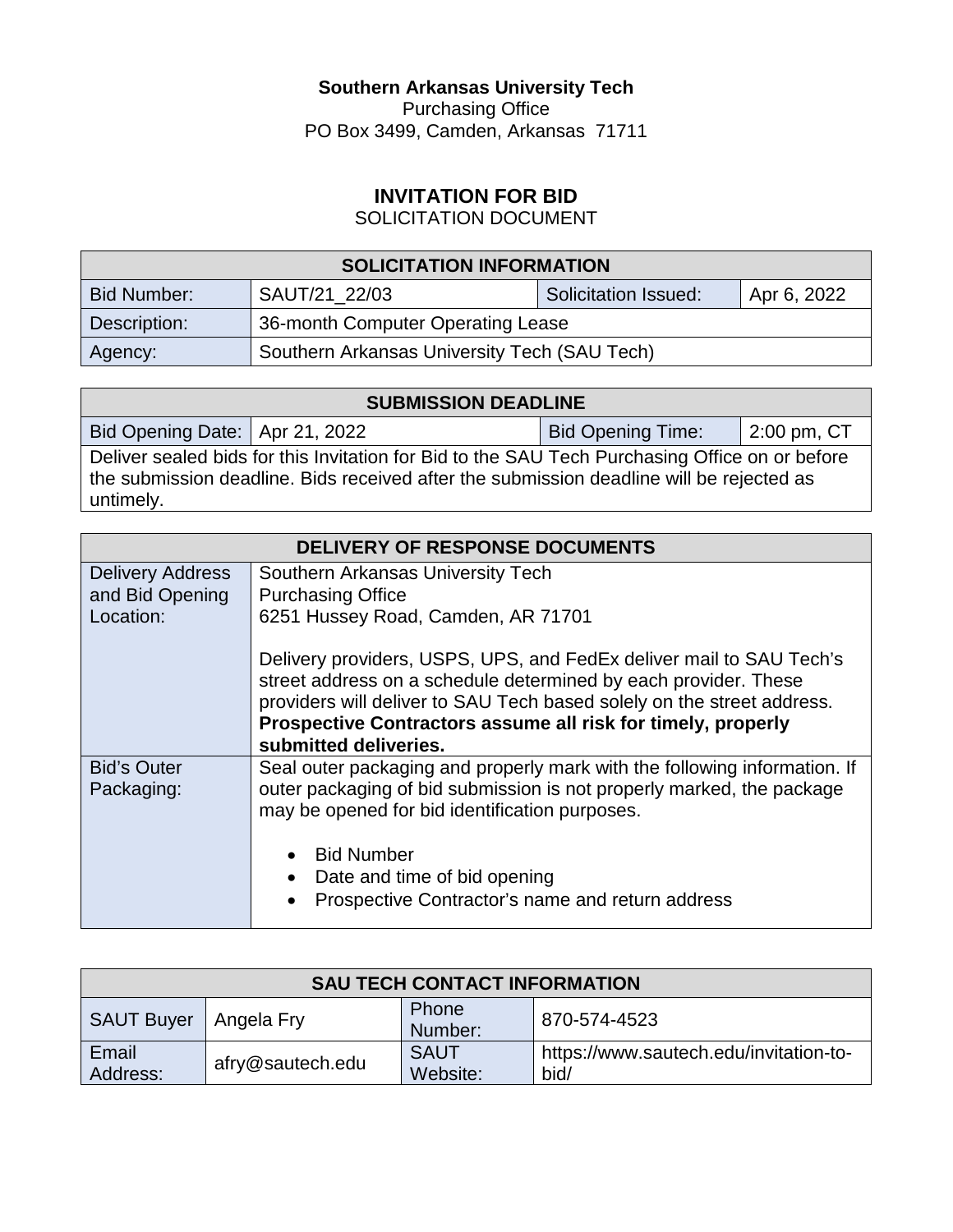**Southern Arkansas University Tech**
Purchasing Office
PO Box 3499, Camden, Arkansas 71711

# INVITATION FOR BID

SOLICITATION DOCUMENT

| SOLICITATION INFORMATION | | | |
|---|---|---|---|
| Bid Number: | SAUT/21_22/03 | Solicitation Issued: | Apr 6, 2022 |
| Description: | 36-month Computer Operating Lease | | |
| Agency: | Southern Arkansas University Tech (SAU Tech) | | |

| SUBMISSION DEADLINE | | | |
|---|---|---|---|
| Bid Opening Date: | Apr 21, 2022 | Bid Opening Time: | 2:00 pm, CT |
| Deliver sealed bids for this Invitation for Bid to the SAU Tech Purchasing Office on or before the submission deadline. Bids received after the submission deadline will be rejected as untimely. | | | |

| DELIVERY OF RESPONSE DOCUMENTS | |
|---|---|
| Delivery Address and Bid Opening Location: | Southern Arkansas University Tech<br>Purchasing Office<br>6251 Hussey Road, Camden, AR 71701<br><br>Delivery providers, USPS, UPS, and FedEx deliver mail to SAU Tech's street address on a schedule determined by each provider. These providers will deliver to SAU Tech based solely on the street address. **Prospective Contractors assume all risk for timely, properly submitted deliveries.** |
| Bid's Outer Packaging: | Seal outer packaging and properly mark with the following information. If outer packaging of bid submission is not properly marked, the package may be opened for bid identification purposes.<br><br>• Bid Number<br>• Date and time of bid opening<br>• Prospective Contractor's name and return address |

| SAU TECH CONTACT INFORMATION | | | |
|---|---|---|---|
| SAUT Buyer | Angela Fry | Phone Number: | 870-574-4523 |
| Email Address: | afry@sautech.edu | SAUT Website: | https://www.sautech.edu/invitation-to-bid/ |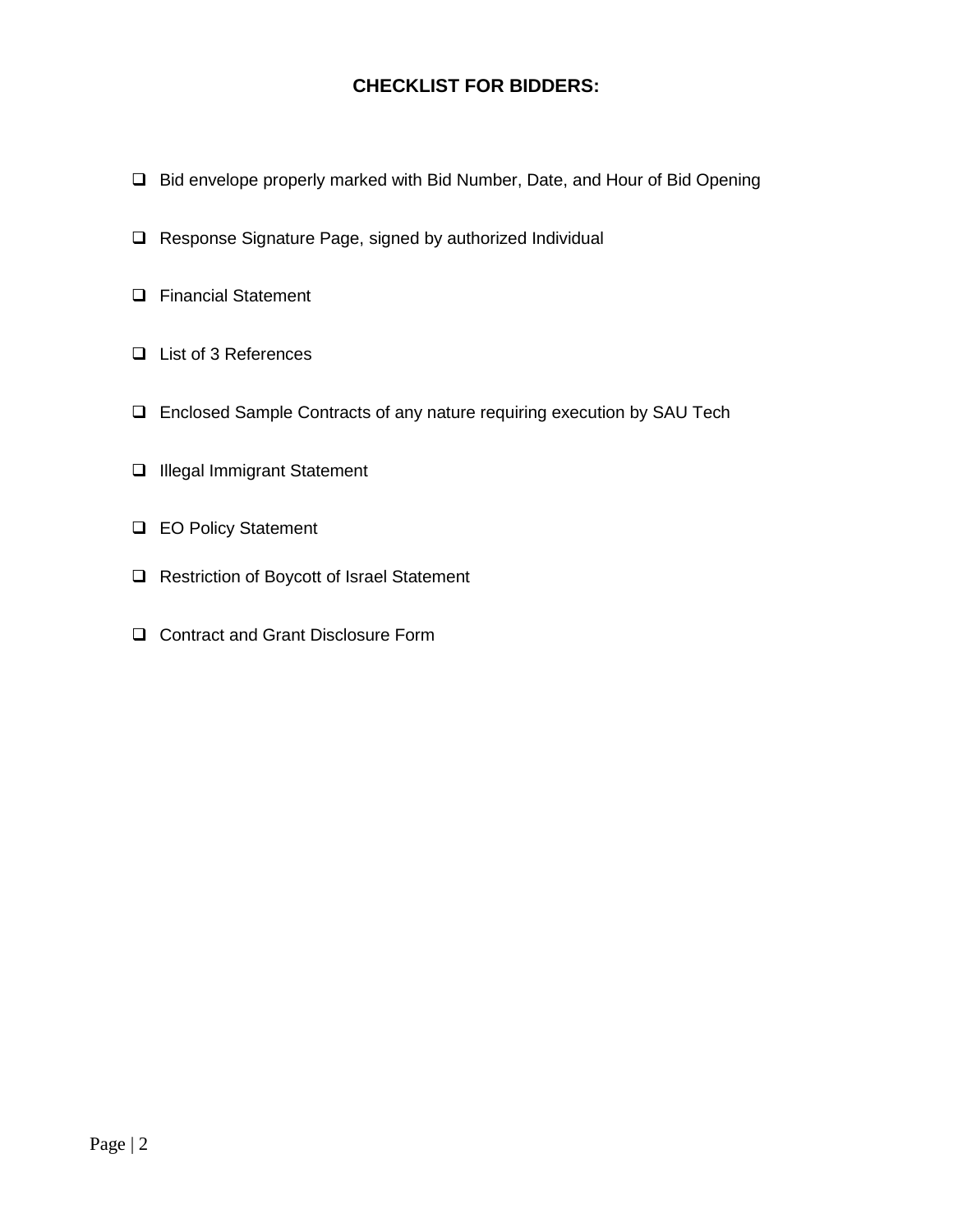## CHECKLIST FOR BIDDERS:

- [ ] Bid envelope properly marked with Bid Number, Date, and Hour of Bid Opening
- [ ] Response Signature Page, signed by authorized Individual
- [ ] Financial Statement
- [ ] List of 3 References
- [ ] Enclosed Sample Contracts of any nature requiring execution by SAU Tech
- [ ] Illegal Immigrant Statement
- [ ] EO Policy Statement
- [ ] Restriction of Boycott of Israel Statement
- [ ] Contract and Grant Disclosure Form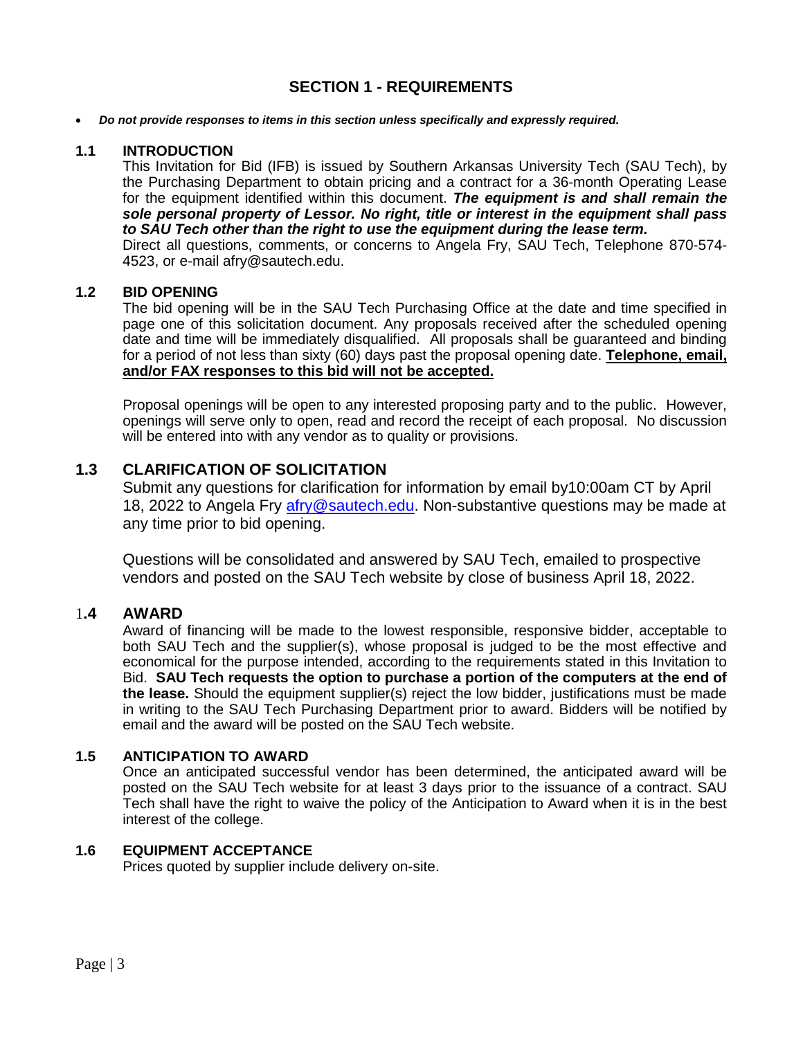## SECTION 1 - REQUIREMENTS

- ***Do not provide responses to items in this section unless specifically and expressly required.***

### 1.1 INTRODUCTION

This Invitation for Bid (IFB) is issued by Southern Arkansas University Tech (SAU Tech), by the Purchasing Department to obtain pricing and a contract for a 36-month Operating Lease for the equipment identified within this document. ***The equipment is and shall remain the sole personal property of Lessor. No right, title or interest in the equipment shall pass to SAU Tech other than the right to use the equipment during the lease term.***

Direct all questions, comments, or concerns to Angela Fry, SAU Tech, Telephone 870-574-4523, or e-mail afry@sautech.edu.

### 1.2 BID OPENING

The bid opening will be in the SAU Tech Purchasing Office at the date and time specified in page one of this solicitation document. Any proposals received after the scheduled opening date and time will be immediately disqualified. All proposals shall be guaranteed and binding for a period of not less than sixty (60) days past the proposal opening date. **Telephone, email, and/or FAX responses to this bid will not be accepted.**

Proposal openings will be open to any interested proposing party and to the public. However, openings will serve only to open, read and record the receipt of each proposal. No discussion will be entered into with any vendor as to quality or provisions.

### 1.3 CLARIFICATION OF SOLICITATION

Submit any questions for clarification for information by email by10:00am CT by April 18, 2022 to Angela Fry afry@sautech.edu. Non-substantive questions may be made at any time prior to bid opening.

Questions will be consolidated and answered by SAU Tech, emailed to prospective vendors and posted on the SAU Tech website by close of business April 18, 2022.

### 1.4 AWARD

Award of financing will be made to the lowest responsible, responsive bidder, acceptable to both SAU Tech and the supplier(s), whose proposal is judged to be the most effective and economical for the purpose intended, according to the requirements stated in this Invitation to Bid. **SAU Tech requests the option to purchase a portion of the computers at the end of the lease.** Should the equipment supplier(s) reject the low bidder, justifications must be made in writing to the SAU Tech Purchasing Department prior to award. Bidders will be notified by email and the award will be posted on the SAU Tech website.

### 1.5 ANTICIPATION TO AWARD

Once an anticipated successful vendor has been determined, the anticipated award will be posted on the SAU Tech website for at least 3 days prior to the issuance of a contract. SAU Tech shall have the right to waive the policy of the Anticipation to Award when it is in the best interest of the college.

### 1.6 EQUIPMENT ACCEPTANCE

Prices quoted by supplier include delivery on-site.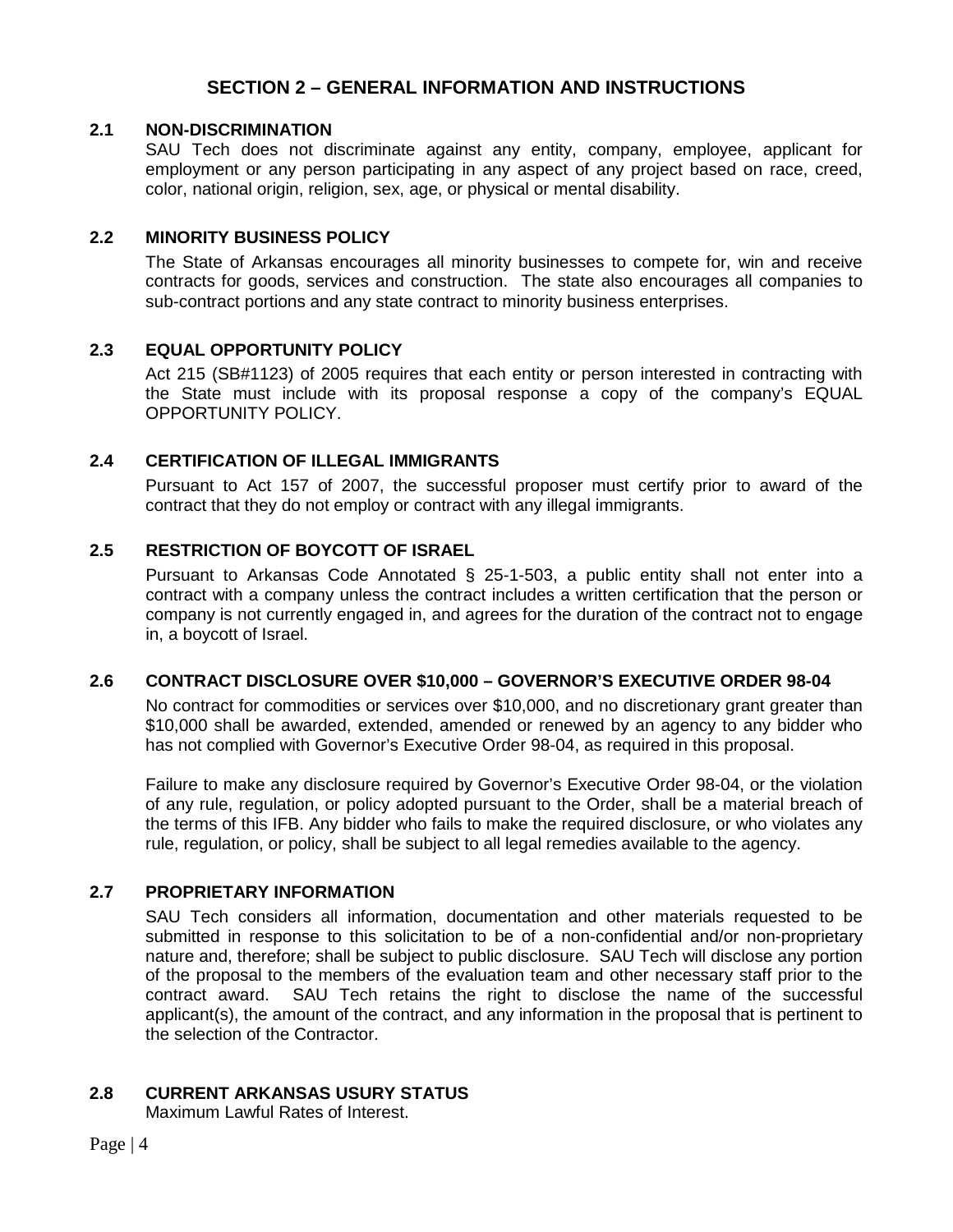## SECTION 2 – GENERAL INFORMATION AND INSTRUCTIONS

### 2.1 NON-DISCRIMINATION

SAU Tech does not discriminate against any entity, company, employee, applicant for employment or any person participating in any aspect of any project based on race, creed, color, national origin, religion, sex, age, or physical or mental disability.

### 2.2 MINORITY BUSINESS POLICY

The State of Arkansas encourages all minority businesses to compete for, win and receive contracts for goods, services and construction. The state also encourages all companies to sub-contract portions and any state contract to minority business enterprises.

### 2.3 EQUAL OPPORTUNITY POLICY

Act 215 (SB#1123) of 2005 requires that each entity or person interested in contracting with the State must include with its proposal response a copy of the company's EQUAL OPPORTUNITY POLICY.

### 2.4 CERTIFICATION OF ILLEGAL IMMIGRANTS

Pursuant to Act 157 of 2007, the successful proposer must certify prior to award of the contract that they do not employ or contract with any illegal immigrants.

### 2.5 RESTRICTION OF BOYCOTT OF ISRAEL

Pursuant to Arkansas Code Annotated § 25-1-503, a public entity shall not enter into a contract with a company unless the contract includes a written certification that the person or company is not currently engaged in, and agrees for the duration of the contract not to engage in, a boycott of Israel.

### 2.6 CONTRACT DISCLOSURE OVER $10,000 – GOVERNOR'S EXECUTIVE ORDER 98-04

No contract for commodities or services over $10,000, and no discretionary grant greater than $10,000 shall be awarded, extended, amended or renewed by an agency to any bidder who has not complied with Governor's Executive Order 98-04, as required in this proposal.

Failure to make any disclosure required by Governor's Executive Order 98-04, or the violation of any rule, regulation, or policy adopted pursuant to the Order, shall be a material breach of the terms of this IFB. Any bidder who fails to make the required disclosure, or who violates any rule, regulation, or policy, shall be subject to all legal remedies available to the agency.

### 2.7 PROPRIETARY INFORMATION

SAU Tech considers all information, documentation and other materials requested to be submitted in response to this solicitation to be of a non-confidential and/or non-proprietary nature and, therefore; shall be subject to public disclosure. SAU Tech will disclose any portion of the proposal to the members of the evaluation team and other necessary staff prior to the contract award. SAU Tech retains the right to disclose the name of the successful applicant(s), the amount of the contract, and any information in the proposal that is pertinent to the selection of the Contractor.

### 2.8 CURRENT ARKANSAS USURY STATUS

Maximum Lawful Rates of Interest.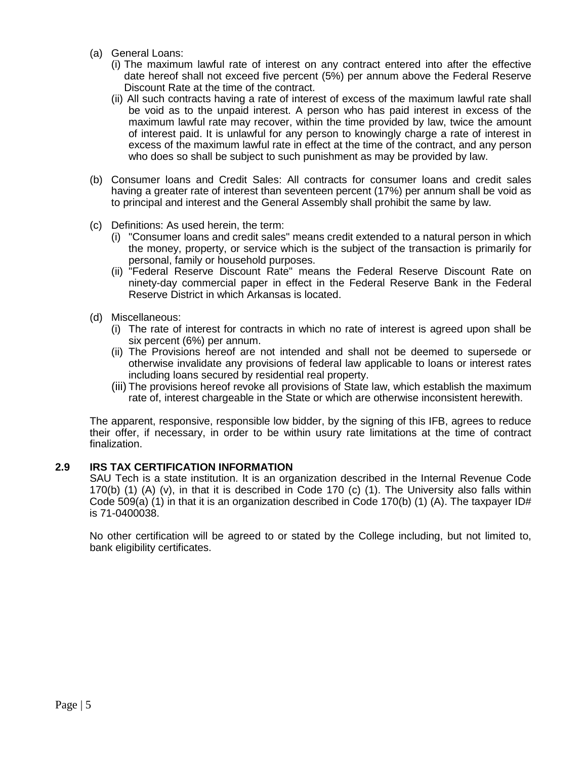(a) General Loans:

   (i) The maximum lawful rate of interest on any contract entered into after the effective date hereof shall not exceed five percent (5%) per annum above the Federal Reserve Discount Rate at the time of the contract.

   (ii) All such contracts having a rate of interest of excess of the maximum lawful rate shall be void as to the unpaid interest. A person who has paid interest in excess of the maximum lawful rate may recover, within the time provided by law, twice the amount of interest paid. It is unlawful for any person to knowingly charge a rate of interest in excess of the maximum lawful rate in effect at the time of the contract, and any person who does so shall be subject to such punishment as may be provided by law.

(b) Consumer loans and Credit Sales: All contracts for consumer loans and credit sales having a greater rate of interest than seventeen percent (17%) per annum shall be void as to principal and interest and the General Assembly shall prohibit the same by law.

(c) Definitions: As used herein, the term:

   (i) "Consumer loans and credit sales" means credit extended to a natural person in which the money, property, or service which is the subject of the transaction is primarily for personal, family or household purposes.

   (ii) "Federal Reserve Discount Rate" means the Federal Reserve Discount Rate on ninety-day commercial paper in effect in the Federal Reserve Bank in the Federal Reserve District in which Arkansas is located.

(d) Miscellaneous:

   (i) The rate of interest for contracts in which no rate of interest is agreed upon shall be six percent (6%) per annum.

   (ii) The Provisions hereof are not intended and shall not be deemed to supersede or otherwise invalidate any provisions of federal law applicable to loans or interest rates including loans secured by residential real property.

   (iii) The provisions hereof revoke all provisions of State law, which establish the maximum rate of, interest chargeable in the State or which are otherwise inconsistent herewith.

The apparent, responsive, responsible low bidder, by the signing of this IFB, agrees to reduce their offer, if necessary, in order to be within usury rate limitations at the time of contract finalization.

### 2.9 IRS TAX CERTIFICATION INFORMATION

SAU Tech is a state institution. It is an organization described in the Internal Revenue Code 170(b) (1) (A) (v), in that it is described in Code 170 (c) (1). The University also falls within Code 509(a) (1) in that it is an organization described in Code 170(b) (1) (A). The taxpayer ID# is 71-0400038.

No other certification will be agreed to or stated by the College including, but not limited to, bank eligibility certificates.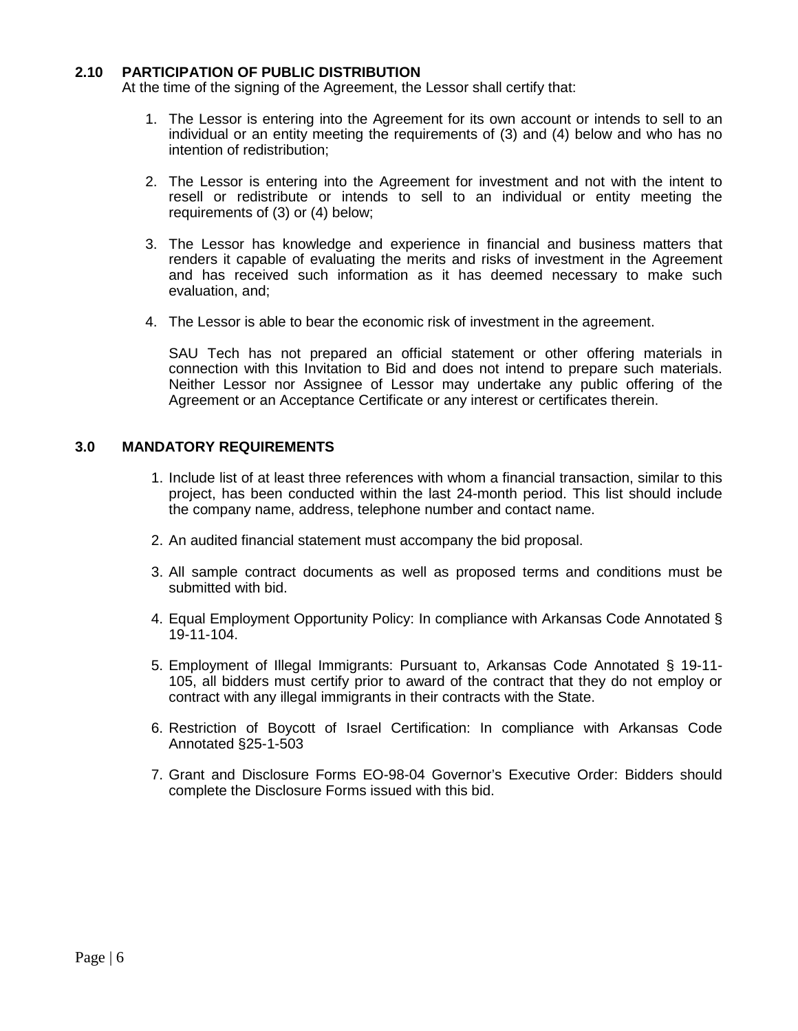### 2.10 PARTICIPATION OF PUBLIC DISTRIBUTION

At the time of the signing of the Agreement, the Lessor shall certify that:

1. The Lessor is entering into the Agreement for its own account or intends to sell to an individual or an entity meeting the requirements of (3) and (4) below and who has no intention of redistribution;

2. The Lessor is entering into the Agreement for investment and not with the intent to resell or redistribute or intends to sell to an individual or entity meeting the requirements of (3) or (4) below;

3. The Lessor has knowledge and experience in financial and business matters that renders it capable of evaluating the merits and risks of investment in the Agreement and has received such information as it has deemed necessary to make such evaluation, and;

4. The Lessor is able to bear the economic risk of investment in the agreement.

   SAU Tech has not prepared an official statement or other offering materials in connection with this Invitation to Bid and does not intend to prepare such materials. Neither Lessor nor Assignee of Lessor may undertake any public offering of the Agreement or an Acceptance Certificate or any interest or certificates therein.

## 3.0 MANDATORY REQUIREMENTS

1. Include list of at least three references with whom a financial transaction, similar to this project, has been conducted within the last 24-month period. This list should include the company name, address, telephone number and contact name.

2. An audited financial statement must accompany the bid proposal.

3. All sample contract documents as well as proposed terms and conditions must be submitted with bid.

4. Equal Employment Opportunity Policy: In compliance with Arkansas Code Annotated § 19-11-104.

5. Employment of Illegal Immigrants: Pursuant to, Arkansas Code Annotated § 19-11-105, all bidders must certify prior to award of the contract that they do not employ or contract with any illegal immigrants in their contracts with the State.

6. Restriction of Boycott of Israel Certification: In compliance with Arkansas Code Annotated §25-1-503

7. Grant and Disclosure Forms EO-98-04 Governor's Executive Order: Bidders should complete the Disclosure Forms issued with this bid.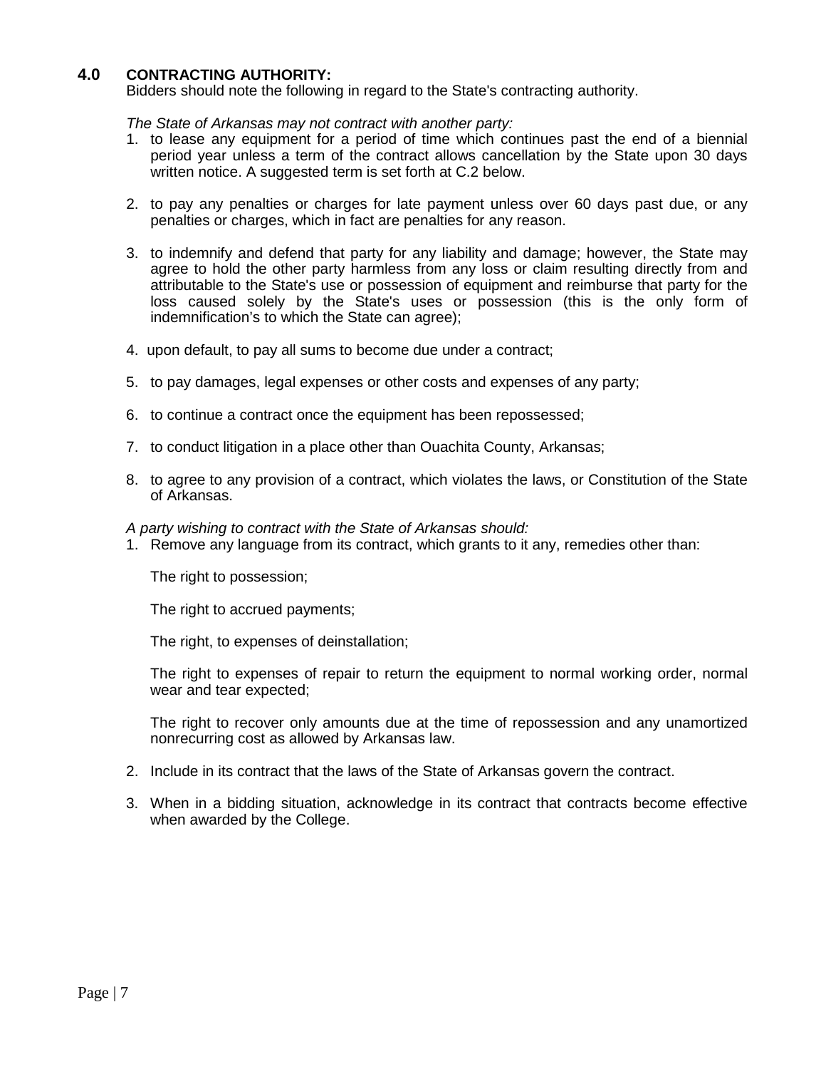## 4.0 CONTRACTING AUTHORITY:

Bidders should note the following in regard to the State's contracting authority.

*The State of Arkansas may not contract with another party:*

1. to lease any equipment for a period of time which continues past the end of a biennial period year unless a term of the contract allows cancellation by the State upon 30 days written notice. A suggested term is set forth at C.2 below.

2. to pay any penalties or charges for late payment unless over 60 days past due, or any penalties or charges, which in fact are penalties for any reason.

3. to indemnify and defend that party for any liability and damage; however, the State may agree to hold the other party harmless from any loss or claim resulting directly from and attributable to the State's use or possession of equipment and reimburse that party for the loss caused solely by the State's uses or possession (this is the only form of indemnification's to which the State can agree);

4. upon default, to pay all sums to become due under a contract;

5. to pay damages, legal expenses or other costs and expenses of any party;

6. to continue a contract once the equipment has been repossessed;

7. to conduct litigation in a place other than Ouachita County, Arkansas;

8. to agree to any provision of a contract, which violates the laws, or Constitution of the State of Arkansas.

*A party wishing to contract with the State of Arkansas should:*

1. Remove any language from its contract, which grants to it any, remedies other than:

   The right to possession;

   The right to accrued payments;

   The right, to expenses of deinstallation;

   The right to expenses of repair to return the equipment to normal working order, normal wear and tear expected;

   The right to recover only amounts due at the time of repossession and any unamortized nonrecurring cost as allowed by Arkansas law.

2. Include in its contract that the laws of the State of Arkansas govern the contract.

3. When in a bidding situation, acknowledge in its contract that contracts become effective when awarded by the College.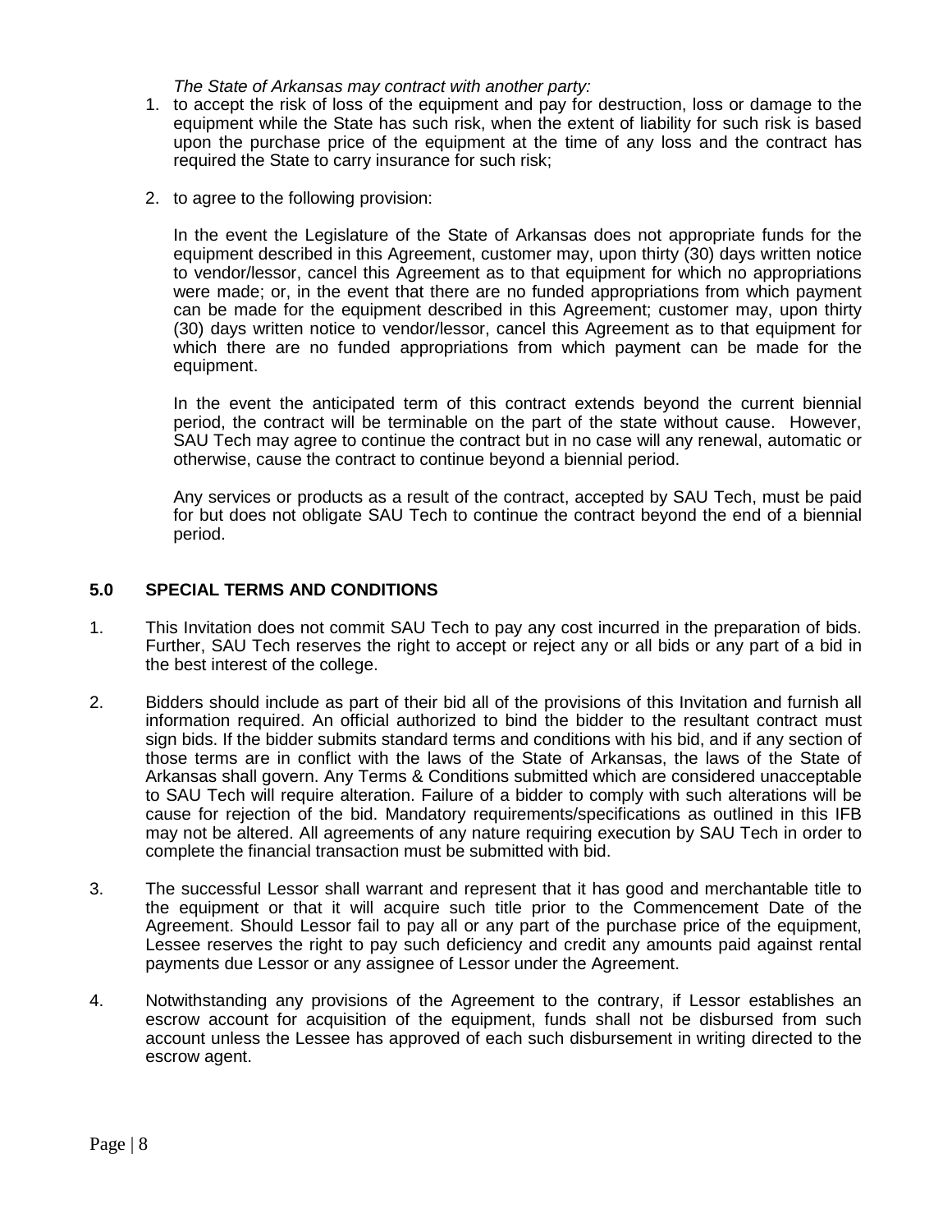*The State of Arkansas may contract with another party:*

1. to accept the risk of loss of the equipment and pay for destruction, loss or damage to the equipment while the State has such risk, when the extent of liability for such risk is based upon the purchase price of the equipment at the time of any loss and the contract has required the State to carry insurance for such risk;

2. to agree to the following provision:

   In the event the Legislature of the State of Arkansas does not appropriate funds for the equipment described in this Agreement, customer may, upon thirty (30) days written notice to vendor/lessor, cancel this Agreement as to that equipment for which no appropriations were made; or, in the event that there are no funded appropriations from which payment can be made for the equipment described in this Agreement; customer may, upon thirty (30) days written notice to vendor/lessor, cancel this Agreement as to that equipment for which there are no funded appropriations from which payment can be made for the equipment.

   In the event the anticipated term of this contract extends beyond the current biennial period, the contract will be terminable on the part of the state without cause. However, SAU Tech may agree to continue the contract but in no case will any renewal, automatic or otherwise, cause the contract to continue beyond a biennial period.

   Any services or products as a result of the contract, accepted by SAU Tech, must be paid for but does not obligate SAU Tech to continue the contract beyond the end of a biennial period.

## 5.0 SPECIAL TERMS AND CONDITIONS

1. This Invitation does not commit SAU Tech to pay any cost incurred in the preparation of bids. Further, SAU Tech reserves the right to accept or reject any or all bids or any part of a bid in the best interest of the college.

2. Bidders should include as part of their bid all of the provisions of this Invitation and furnish all information required. An official authorized to bind the bidder to the resultant contract must sign bids. If the bidder submits standard terms and conditions with his bid, and if any section of those terms are in conflict with the laws of the State of Arkansas, the laws of the State of Arkansas shall govern. Any Terms & Conditions submitted which are considered unacceptable to SAU Tech will require alteration. Failure of a bidder to comply with such alterations will be cause for rejection of the bid. Mandatory requirements/specifications as outlined in this IFB may not be altered. All agreements of any nature requiring execution by SAU Tech in order to complete the financial transaction must be submitted with bid.

3. The successful Lessor shall warrant and represent that it has good and merchantable title to the equipment or that it will acquire such title prior to the Commencement Date of the Agreement. Should Lessor fail to pay all or any part of the purchase price of the equipment, Lessee reserves the right to pay such deficiency and credit any amounts paid against rental payments due Lessor or any assignee of Lessor under the Agreement.

4. Notwithstanding any provisions of the Agreement to the contrary, if Lessor establishes an escrow account for acquisition of the equipment, funds shall not be disbursed from such account unless the Lessee has approved of each such disbursement in writing directed to the escrow agent.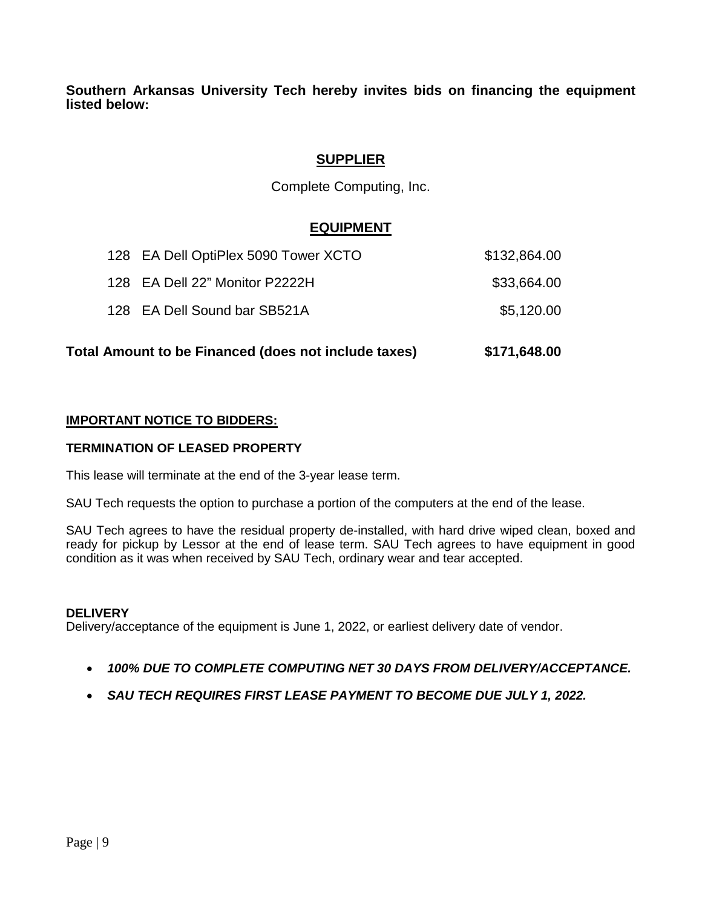**Southern Arkansas University Tech hereby invites bids on financing the equipment listed below:**

## SUPPLIER

Complete Computing, Inc.

## EQUIPMENT

| | |
|---|---|
| 128 EA Dell OptiPlex 5090 Tower XCTO | $132,864.00 |
| 128 EA Dell 22" Monitor P2222H | $33,664.00 |
| 128 EA Dell Sound bar SB521A | $5,120.00 |
| **Total Amount to be Financed (does not include taxes)** | **$171,648.00** |

**IMPORTANT NOTICE TO BIDDERS:**

**TERMINATION OF LEASED PROPERTY**

This lease will terminate at the end of the 3-year lease term.

SAU Tech requests the option to purchase a portion of the computers at the end of the lease.

SAU Tech agrees to have the residual property de-installed, with hard drive wiped clean, boxed and ready for pickup by Lessor at the end of lease term. SAU Tech agrees to have equipment in good condition as it was when received by SAU Tech, ordinary wear and tear accepted.

**DELIVERY**

Delivery/acceptance of the equipment is June 1, 2022, or earliest delivery date of vendor.

- ***100% DUE TO COMPLETE COMPUTING NET 30 DAYS FROM DELIVERY/ACCEPTANCE.***
- ***SAU TECH REQUIRES FIRST LEASE PAYMENT TO BECOME DUE JULY 1, 2022.***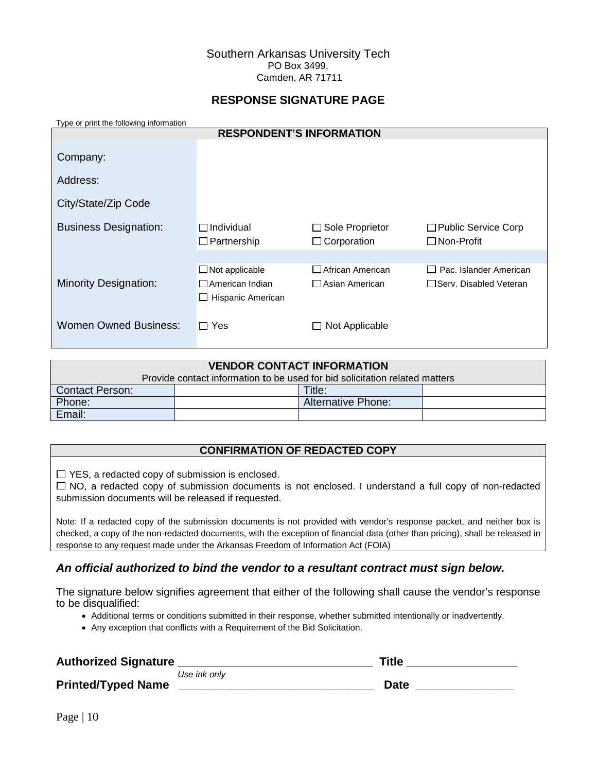Southern Arkansas University Tech
PO Box 3499,
Camden, AR 71711

## RESPONSE SIGNATURE PAGE

Type or print the following information

| RESPONDENT'S INFORMATION | | | |
|---|---|---|---|
| Company: | | | |
| Address: | | | |
| City/State/Zip Code | | | |
| Business Designation: | ☐ Individual<br>☐ Partnership | ☐ Sole Proprietor<br>☐ Corporation | ☐ Public Service Corp<br>☐ Non-Profit |
| Minority Designation: | ☐ Not applicable<br>☐ American Indian<br>☐ Hispanic American | ☐ African American<br>☐ Asian American | ☐ Pac. Islander American<br>☐ Serv. Disabled Veteran |
| Women Owned Business: | ☐ Yes | ☐ Not Applicable | |

| VENDOR CONTACT INFORMATION<br>Provide contact information to be used for bid solicitation related matters | | | |
|---|---|---|---|
| Contact Person: | | Title: | |
| Phone: | | Alternative Phone: | |
| Email: | | | |

**CONFIRMATION OF REDACTED COPY**

☐ YES, a redacted copy of submission is enclosed.
☐ NO, a redacted copy of submission documents is not enclosed. I understand a full copy of non-redacted submission documents will be released if requested.

Note: If a redacted copy of the submission documents is not provided with vendor's response packet, and neither box is checked, a copy of the non-redacted documents, with the exception of financial data (other than pricing), shall be released in response to any request made under the Arkansas Freedom of Information Act (FOIA)

### *An official authorized to bind the vendor to a resultant contract must sign below.*

The signature below signifies agreement that either of the following shall cause the vendor's response to be disqualified:

- Additional terms or conditions submitted in their response, whether submitted intentionally or inadvertently.
- Any exception that conflicts with a Requirement of the Bid Solicitation.

**Authorized Signature** _______________________________ **Title** _________________
*Use ink only*

**Printed/Typed Name** _______________________________ **Date** _______________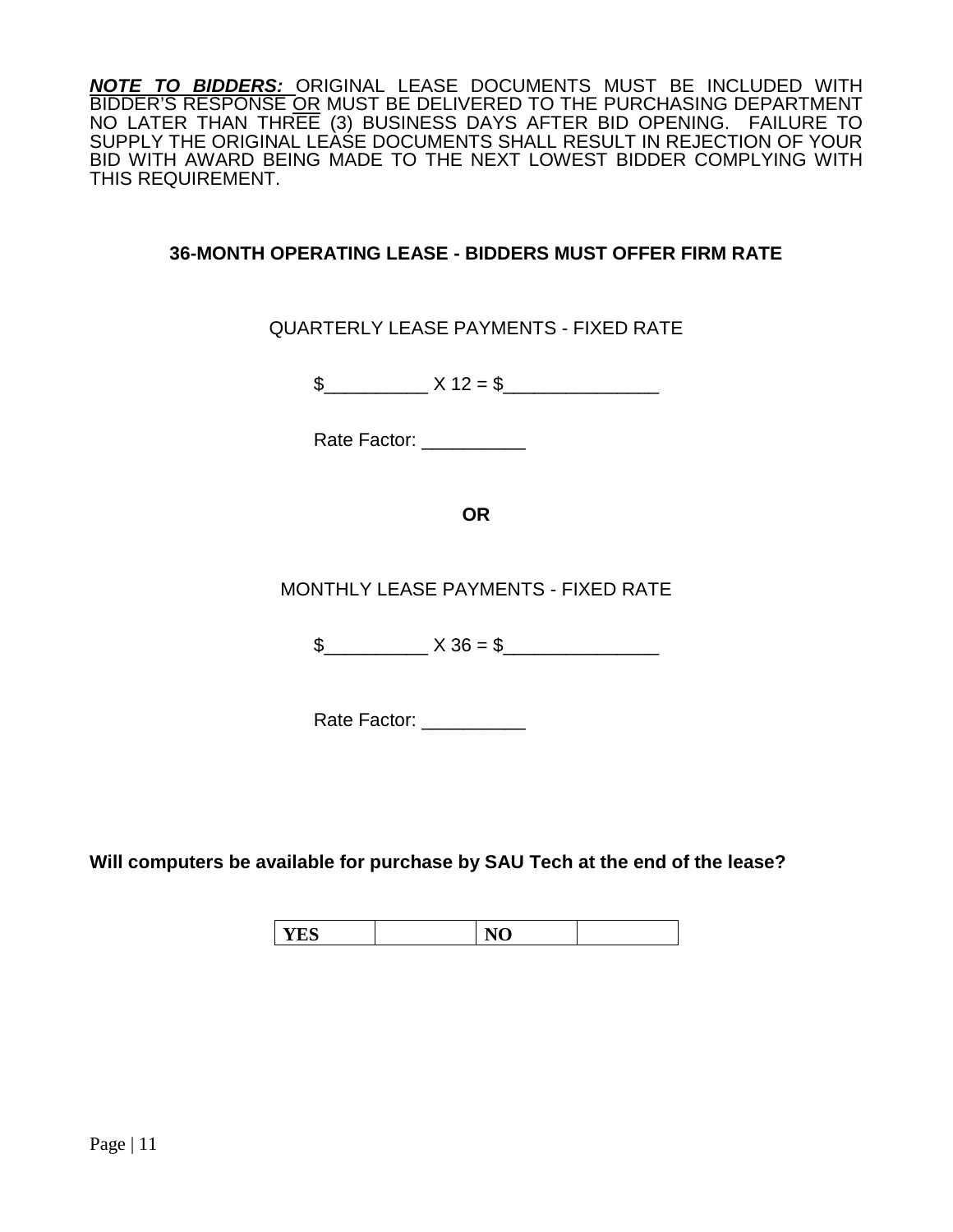***NOTE TO BIDDERS:*** ORIGINAL LEASE DOCUMENTS MUST BE INCLUDED WITH BIDDER'S RESPONSE <u>OR</u> MUST BE DELIVERED TO THE PURCHASING DEPARTMENT NO LATER THAN THREE (3) BUSINESS DAYS AFTER BID OPENING. FAILURE TO SUPPLY THE ORIGINAL LEASE DOCUMENTS SHALL RESULT IN REJECTION OF YOUR BID WITH AWARD BEING MADE TO THE NEXT LOWEST BIDDER COMPLYING WITH THIS REQUIREMENT.

**36-MONTH OPERATING LEASE - BIDDERS MUST OFFER FIRM RATE**

QUARTERLY LEASE PAYMENTS - FIXED RATE

$__________ X 12 = $_______________

Rate Factor: __________

**OR**

MONTHLY LEASE PAYMENTS - FIXED RATE

$__________ X 36 = $_______________

Rate Factor: __________

**Will computers be available for purchase by SAU Tech at the end of the lease?**

| YES | | NO | |
|---|---|---|---|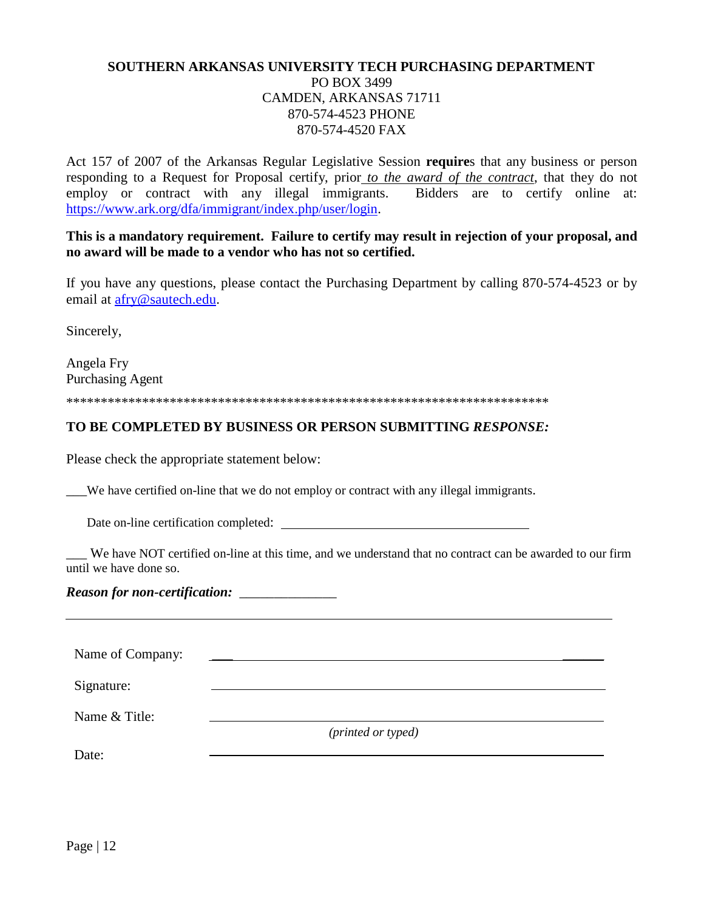**SOUTHERN ARKANSAS UNIVERSITY TECH PURCHASING DEPARTMENT**

PO BOX 3499
CAMDEN, ARKANSAS 71711
870-574-4523 PHONE
870-574-4520 FAX

Act 157 of 2007 of the Arkansas Regular Legislative Session **require**s that any business or person responding to a Request for Proposal certify, prior *to the award of the contract*, that they do not employ or contract with any illegal immigrants. Bidders are to certify online at: https://www.ark.org/dfa/immigrant/index.php/user/login.

**This is a mandatory requirement. Failure to certify may result in rejection of your proposal, and no award will be made to a vendor who has not so certified.**

If you have any questions, please contact the Purchasing Department by calling 870-574-4523 or by email at afry@sautech.edu.

Sincerely,

Angela Fry
Purchasing Agent

**********************************************************************

**TO BE COMPLETED BY BUSINESS OR PERSON SUBMITTING *RESPONSE:***

Please check the appropriate statement below:

___We have certified on-line that we do not employ or contract with any illegal immigrants.

Date on-line certification completed: ______________________________

___ We have NOT certified on-line at this time, and we understand that no contract can be awarded to our firm until we have done so.

***Reason for non-certification:*** ______________

______________________________________________________________________

Name of Company: ______________________________________________

Signature: ______________________________________________

Name & Title: ______________________________________________
*(printed or typed)*

Date: ______________________________________________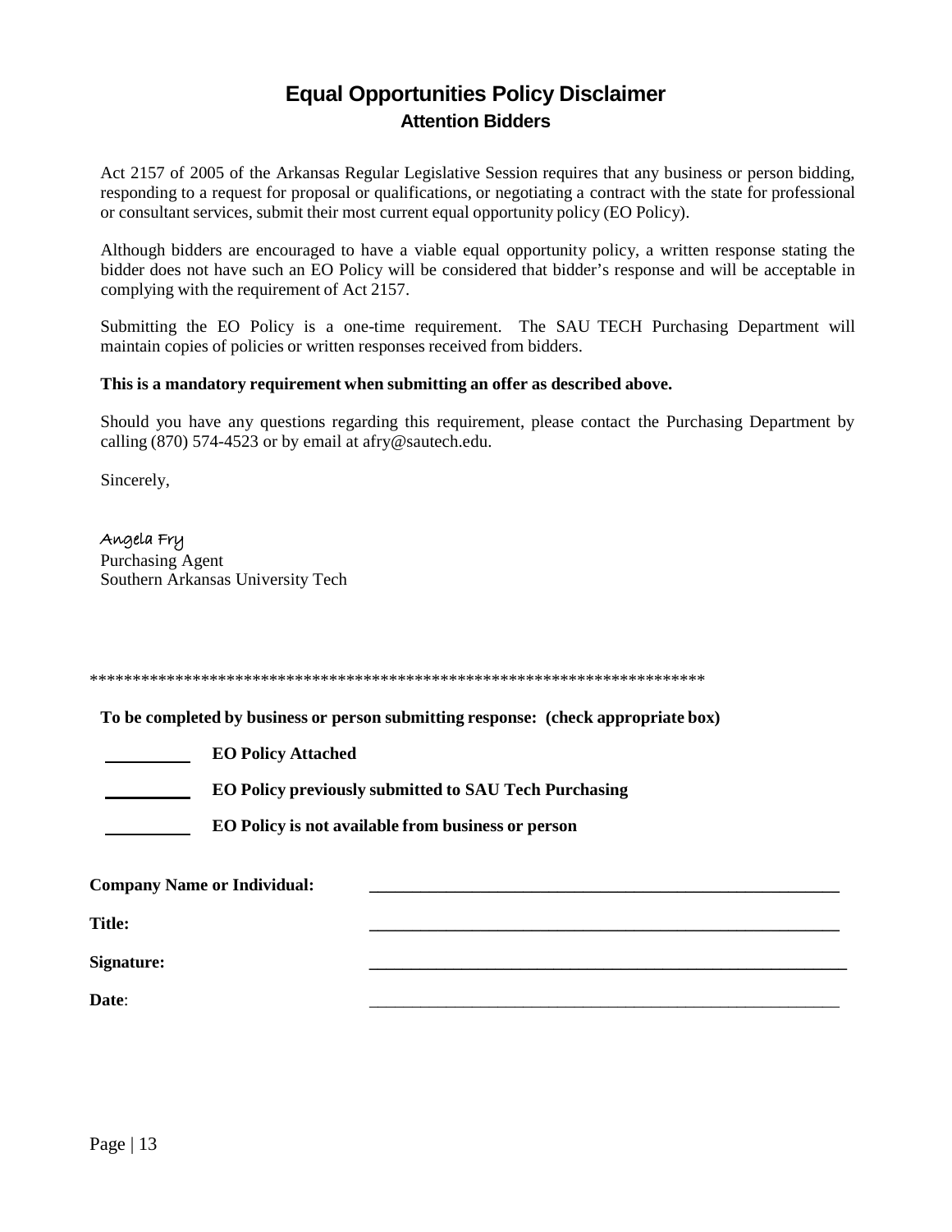# Equal Opportunities Policy Disclaimer

## Attention Bidders

Act 2157 of 2005 of the Arkansas Regular Legislative Session requires that any business or person bidding, responding to a request for proposal or qualifications, or negotiating a contract with the state for professional or consultant services, submit their most current equal opportunity policy (EO Policy).

Although bidders are encouraged to have a viable equal opportunity policy, a written response stating the bidder does not have such an EO Policy will be considered that bidder's response and will be acceptable in complying with the requirement of Act 2157.

Submitting the EO Policy is a one-time requirement. The SAU TECH Purchasing Department will maintain copies of policies or written responses received from bidders.

**This is a mandatory requirement when submitting an offer as described above.**

Should you have any questions regarding this requirement, please contact the Purchasing Department by calling (870) 574-4523 or by email at afry@sautech.edu.

Sincerely,

Angela Fry
Purchasing Agent
Southern Arkansas University Tech

************************************************************************

**To be completed by business or person submitting response: (check appropriate box)**

__________ **EO Policy Attached**

__________ **EO Policy previously submitted to SAU Tech Purchasing**

__________ **EO Policy is not available from business or person**

**Company Name or Individual:** ____________________________________________

**Title:** ____________________________________________

**Signature:** ____________________________________________

**Date**: ____________________________________________